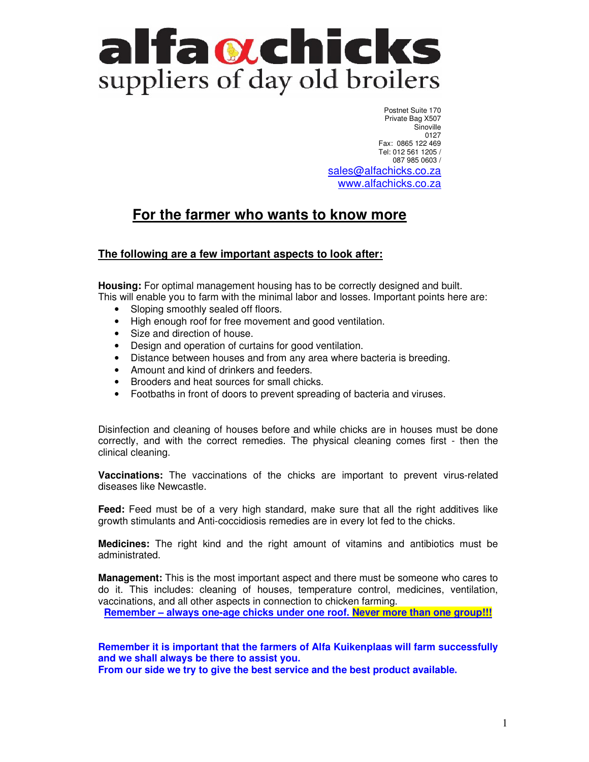# alfa α chicks
suppliers of day old broilers

Postnet Suite 170
Private Bag X507
Sinoville
0127
Fax: 0865 122 469
Tel: 012 561 1205 /
087 985 0603 /
sales@alfachicks.co.za
www.alfachicks.co.za

## For the farmer who wants to know more

### The following are a few important aspects to look after:

**Housing:** For optimal management housing has to be correctly designed and built. This will enable you to farm with the minimal labor and losses. Important points here are:

- Sloping smoothly sealed off floors.
- High enough roof for free movement and good ventilation.
- Size and direction of house.
- Design and operation of curtains for good ventilation.
- Distance between houses and from any area where bacteria is breeding.
- Amount and kind of drinkers and feeders.
- Brooders and heat sources for small chicks.
- Footbaths in front of doors to prevent spreading of bacteria and viruses.

Disinfection and cleaning of houses before and while chicks are in houses must be done correctly, and with the correct remedies. The physical cleaning comes first - then the clinical cleaning.

**Vaccinations:** The vaccinations of the chicks are important to prevent virus-related diseases like Newcastle.

**Feed:** Feed must be of a very high standard, make sure that all the right additives like growth stimulants and Anti-coccidiosis remedies are in every lot fed to the chicks.

**Medicines:** The right kind and the right amount of vitamins and antibiotics must be administrated.

**Management:** This is the most important aspect and there must be someone who cares to do it. This includes: cleaning of houses, temperature control, medicines, ventilation, vaccinations, and all other aspects in connection to chicken farming.

**Remember – always one-age chicks under one roof. Never more than one group!!!**

**Remember it is important that the farmers of Alfa Kuikenplaas will farm successfully and we shall always be there to assist you.**
**From our side we try to give the best service and the best product available.**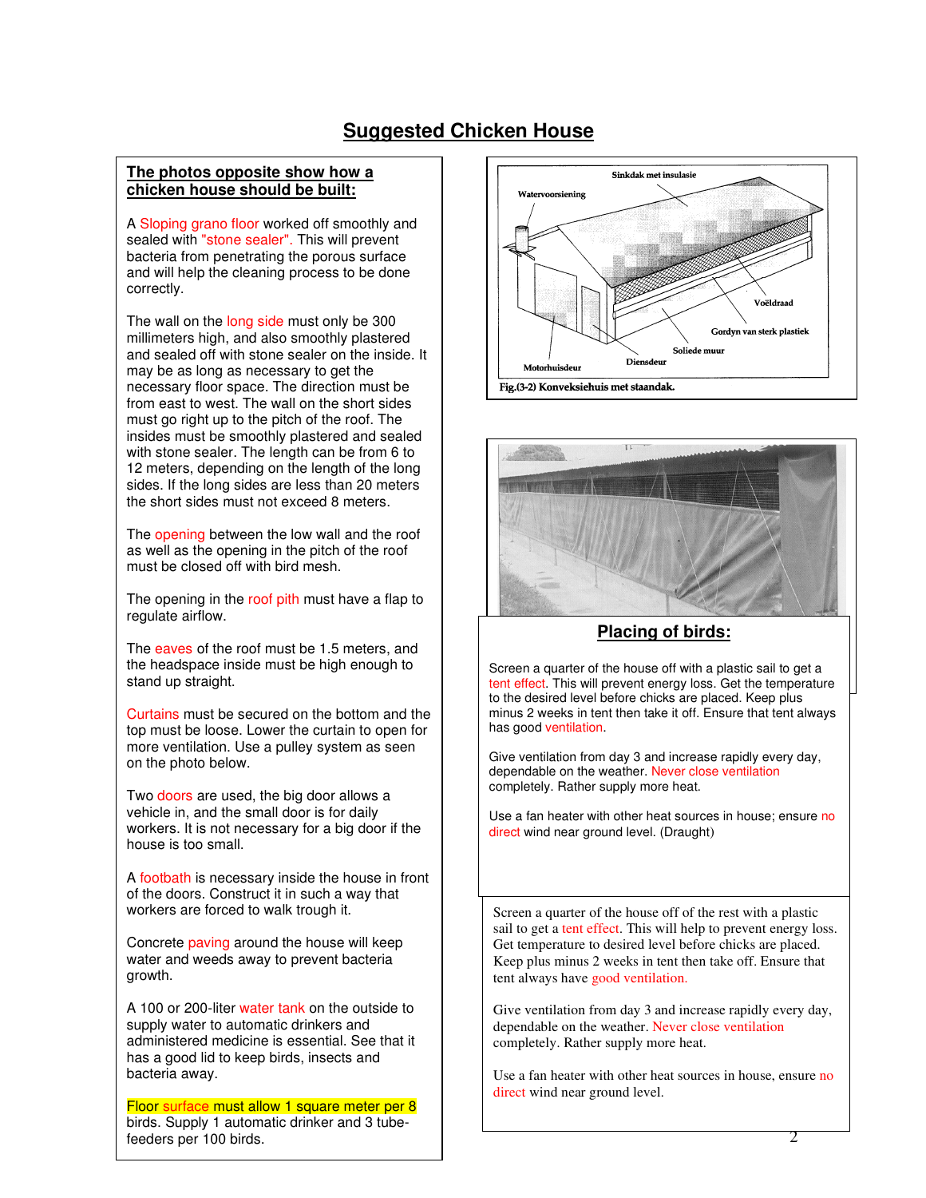# Suggested Chicken House

## The photos opposite show how a chicken house should be built:

A Sloping grano floor worked off smoothly and sealed with "stone sealer". This will prevent bacteria from penetrating the porous surface and will help the cleaning process to be done correctly.

The wall on the long side must only be 300 millimeters high, and also smoothly plastered and sealed off with stone sealer on the inside. It may be as long as necessary to get the necessary floor space. The direction must be from east to west. The wall on the short sides must go right up to the pitch of the roof. The insides must be smoothly plastered and sealed with stone sealer. The length can be from 6 to 12 meters, depending on the length of the long sides. If the long sides are less than 20 meters the short sides must not exceed 8 meters.

The opening between the low wall and the roof as well as the opening in the pitch of the roof must be closed off with bird mesh.

The opening in the roof pith must have a flap to regulate airflow.

The eaves of the roof must be 1.5 meters, and the headspace inside must be high enough to stand up straight.

Curtains must be secured on the bottom and the top must be loose. Lower the curtain to open for more ventilation. Use a pulley system as seen on the photo below.

Two doors are used, the big door allows a vehicle in, and the small door is for daily workers. It is not necessary for a big door if the house is too small.

A footbath is necessary inside the house in front of the doors. Construct it in such a way that workers are forced to walk trough it.

Concrete paving around the house will keep water and weeds away to prevent bacteria growth.

A 100 or 200-liter water tank on the outside to supply water to automatic drinkers and administered medicine is essential. See that it has a good lid to keep birds, insects and bacteria away.

Floor surface must allow 1 square meter per 8 birds. Supply 1 automatic drinker and 3 tube-feeders per 100 birds.

Sinkdak met insulasie

Watervoorsiening

Voëldraad

Gordyn van sterk plastiek

Soliede muur

Diensdeur

Motorhuisdeur

Fig.(3-2) Konveksiehuis met staandak.

## Placing of birds:

Screen a quarter of the house off with a plastic sail to get a tent effect. This will prevent energy loss. Get the temperature to the desired level before chicks are placed. Keep plus minus 2 weeks in tent then take it off. Ensure that tent always has good ventilation.

Give ventilation from day 3 and increase rapidly every day, dependable on the weather. Never close ventilation completely. Rather supply more heat.

Use a fan heater with other heat sources in house; ensure no direct wind near ground level. (Draught)

Screen a quarter of the house off of the rest with a plastic sail to get a tent effect. This will help to prevent energy loss. Get temperature to desired level before chicks are placed. Keep plus minus 2 weeks in tent then take off. Ensure that tent always have good ventilation.

Give ventilation from day 3 and increase rapidly every day, dependable on the weather. Never close ventilation completely. Rather supply more heat.

Use a fan heater with other heat sources in house, ensure no direct wind near ground level.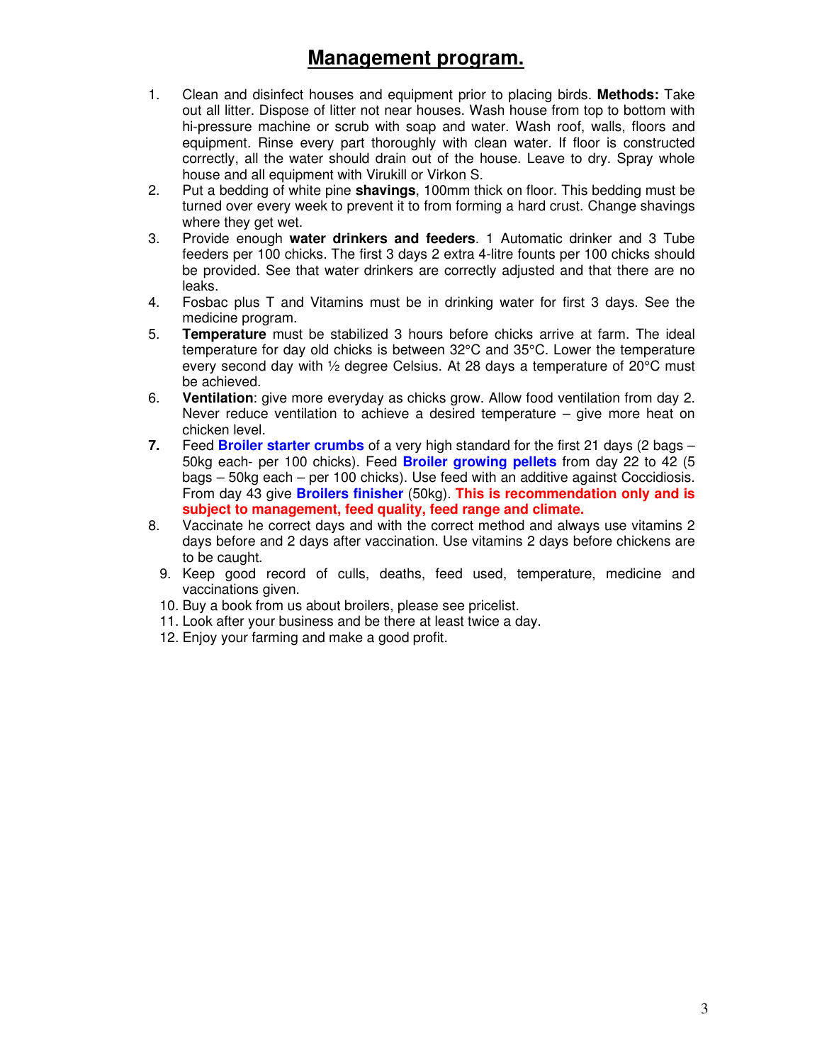# Management program.

1. Clean and disinfect houses and equipment prior to placing birds. **Methods:** Take out all litter. Dispose of litter not near houses. Wash house from top to bottom with hi-pressure machine or scrub with soap and water. Wash roof, walls, floors and equipment. Rinse every part thoroughly with clean water. If floor is constructed correctly, all the water should drain out of the house. Leave to dry. Spray whole house and all equipment with Virukill or Virkon S.
2. Put a bedding of white pine **shavings**, 100mm thick on floor. This bedding must be turned over every week to prevent it to from forming a hard crust. Change shavings where they get wet.
3. Provide enough **water drinkers and feeders**. 1 Automatic drinker and 3 Tube feeders per 100 chicks. The first 3 days 2 extra 4-litre founts per 100 chicks should be provided. See that water drinkers are correctly adjusted and that there are no leaks.
4. Fosbac plus T and Vitamins must be in drinking water for first 3 days. See the medicine program.
5. **Temperature** must be stabilized 3 hours before chicks arrive at farm. The ideal temperature for day old chicks is between 32°C and 35°C. Lower the temperature every second day with ½ degree Celsius. At 28 days a temperature of 20°C must be achieved.
6. **Ventilation**: give more everyday as chicks grow. Allow food ventilation from day 2. Never reduce ventilation to achieve a desired temperature – give more heat on chicken level.
7. Feed **Broiler starter crumbs** of a very high standard for the first 21 days (2 bags – 50kg each- per 100 chicks). Feed **Broiler growing pellets** from day 22 to 42 (5 bags – 50kg each – per 100 chicks). Use feed with an additive against Coccidiosis. From day 43 give **Broilers finisher** (50kg). **This is recommendation only and is subject to management, feed quality, feed range and climate.**
8. Vaccinate he correct days and with the correct method and always use vitamins 2 days before and 2 days after vaccination. Use vitamins 2 days before chickens are to be caught.
9. Keep good record of culls, deaths, feed used, temperature, medicine and vaccinations given.
10. Buy a book from us about broilers, please see pricelist.
11. Look after your business and be there at least twice a day.
12. Enjoy your farming and make a good profit.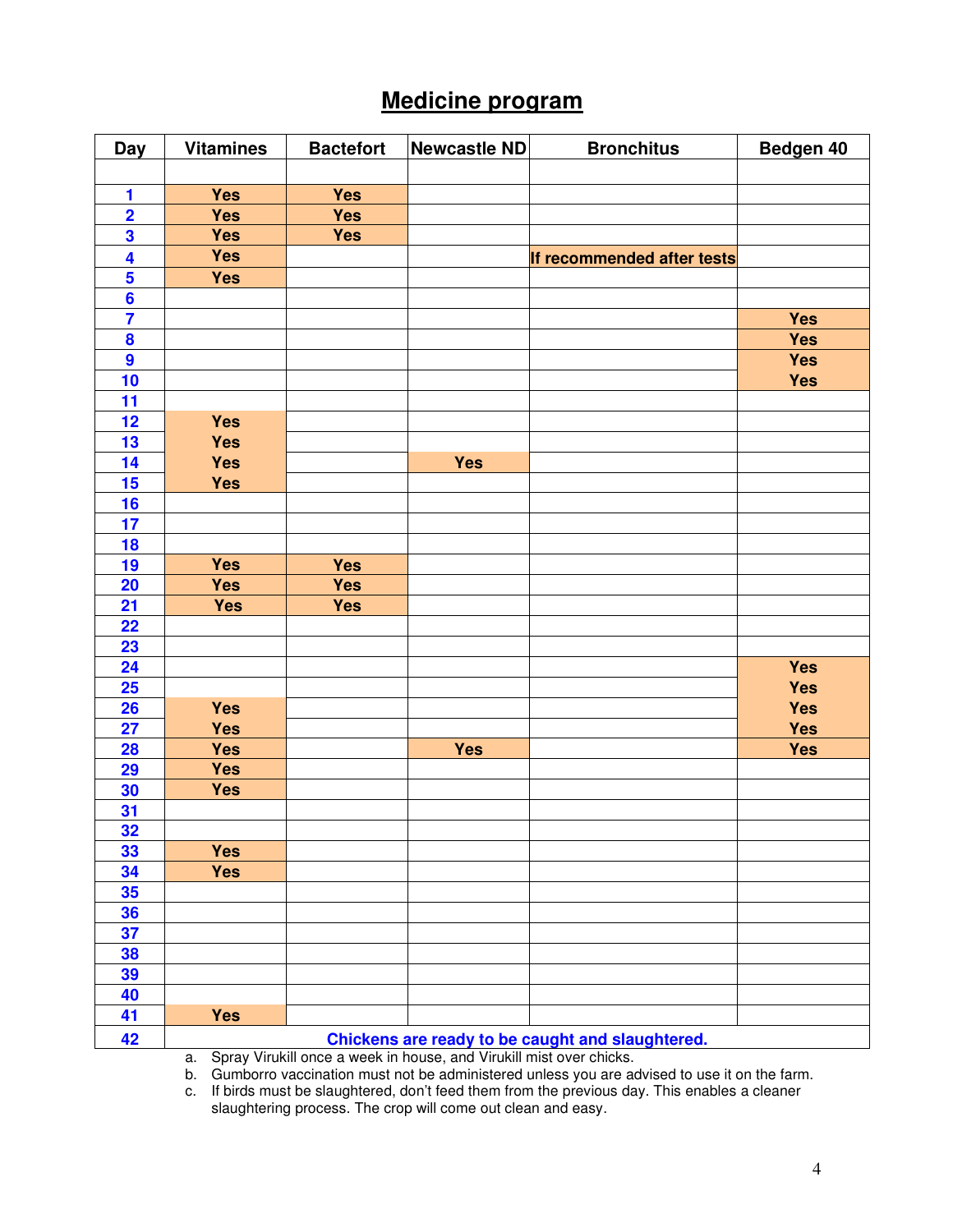# Medicine program

| Day | Vitamines | Bactefort | Newcastle ND | Bronchitus | Bedgen 40 |
|---|---|---|---|---|---|
| | | | | | |
| 1 | Yes | Yes | | | |
| 2 | Yes | Yes | | | |
| 3 | Yes | Yes | | | |
| 4 | Yes | | | If recommended after tests | |
| 5 | Yes | | | | |
| 6 | | | | | |
| 7 | | | | | Yes |
| 8 | | | | | Yes |
| 9 | | | | | Yes |
| 10 | | | | | Yes |
| 11 | | | | | |
| 12 | Yes | | | | |
| 13 | Yes | | | | |
| 14 | Yes | | Yes | | |
| 15 | Yes | | | | |
| 16 | | | | | |
| 17 | | | | | |
| 18 | | | | | |
| 19 | Yes | Yes | | | |
| 20 | Yes | Yes | | | |
| 21 | Yes | Yes | | | |
| 22 | | | | | |
| 23 | | | | | |
| 24 | | | | | Yes |
| 25 | | | | | Yes |
| 26 | Yes | | | | Yes |
| 27 | Yes | | | | Yes |
| 28 | Yes | | Yes | | Yes |
| 29 | Yes | | | | |
| 30 | Yes | | | | |
| 31 | | | | | |
| 32 | | | | | |
| 33 | Yes | | | | |
| 34 | Yes | | | | |
| 35 | | | | | |
| 36 | | | | | |
| 37 | | | | | |
| 38 | | | | | |
| 39 | | | | | |
| 40 | | | | | |
| 41 | Yes | | | | |
| 42 | Chickens are ready to be caught and slaughtered. | | | | |

a. Spray Virukill once a week in house, and Virukill mist over chicks.
b. Gumborro vaccination must not be administered unless you are advised to use it on the farm.
c. If birds must be slaughtered, don't feed them from the previous day. This enables a cleaner slaughtering process. The crop will come out clean and easy.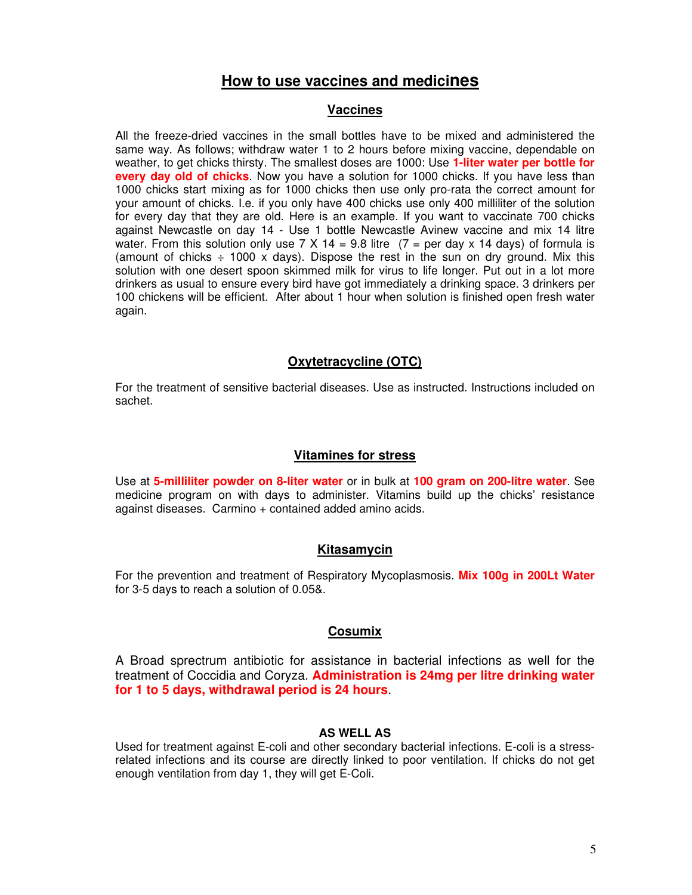# How to use vaccines and medicines

## Vaccines

All the freeze-dried vaccines in the small bottles have to be mixed and administered the same way. As follows; withdraw water 1 to 2 hours before mixing vaccine, dependable on weather, to get chicks thirsty. The smallest doses are 1000: Use **1-liter water per bottle for every day old of chicks**. Now you have a solution for 1000 chicks. If you have less than 1000 chicks start mixing as for 1000 chicks then use only pro-rata the correct amount for your amount of chicks. I.e. if you only have 400 chicks use only 400 milliliter of the solution for every day that they are old. Here is an example. If you want to vaccinate 700 chicks against Newcastle on day 14 - Use 1 bottle Newcastle Avinew vaccine and mix 14 litre water. From this solution only use 7 X 14 = 9.8 litre (7 = per day x 14 days) of formula is (amount of chicks ÷ 1000 x days). Dispose the rest in the sun on dry ground. Mix this solution with one desert spoon skimmed milk for virus to life longer. Put out in a lot more drinkers as usual to ensure every bird have got immediately a drinking space. 3 drinkers per 100 chickens will be efficient. After about 1 hour when solution is finished open fresh water again.

## Oxytetracycline (OTC)

For the treatment of sensitive bacterial diseases. Use as instructed. Instructions included on sachet.

## Vitamines for stress

Use at **5-milliliter powder on 8-liter water** or in bulk at **100 gram on 200-litre water**. See medicine program on with days to administer. Vitamins build up the chicks' resistance against diseases. Carmino + contained added amino acids.

## Kitasamycin

For the prevention and treatment of Respiratory Mycoplasmosis. **Mix 100g in 200Lt Water** for 3-5 days to reach a solution of 0.05&.

## Cosumix

A Broad sprectrum antibiotic for assistance in bacterial infections as well for the treatment of Coccidia and Coryza. **Administration is 24mg per litre drinking water for 1 to 5 days, withdrawal period is 24 hours**.

**AS WELL AS**

Used for treatment against E-coli and other secondary bacterial infections. E-coli is a stress-related infections and its course are directly linked to poor ventilation. If chicks do not get enough ventilation from day 1, they will get E-Coli.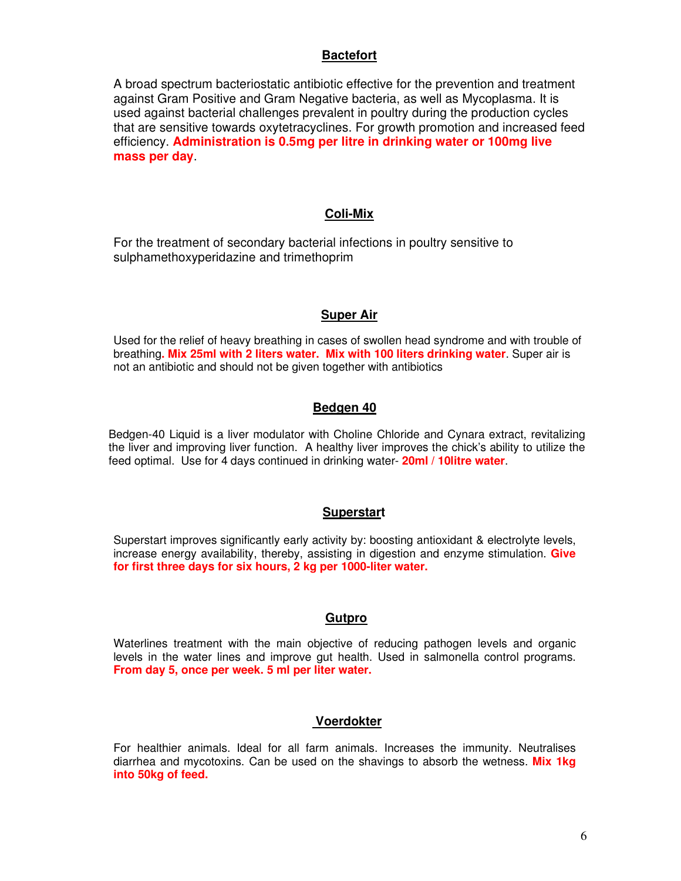## Bactefort

A broad spectrum bacteriostatic antibiotic effective for the prevention and treatment against Gram Positive and Gram Negative bacteria, as well as Mycoplasma. It is used against bacterial challenges prevalent in poultry during the production cycles that are sensitive towards oxytetracyclines. For growth promotion and increased feed efficiency. **Administration is 0.5mg per litre in drinking water or 100mg live mass per day**.

## Coli-Mix

For the treatment of secondary bacterial infections in poultry sensitive to sulphamethoxyperidazine and trimethoprim

## Super Air

Used for the relief of heavy breathing in cases of swollen head syndrome and with trouble of breathing**. Mix 25ml with 2 liters water. Mix with 100 liters drinking water**. Super air is not an antibiotic and should not be given together with antibiotics

## Bedgen 40

Bedgen-40 Liquid is a liver modulator with Choline Chloride and Cynara extract, revitalizing the liver and improving liver function. A healthy liver improves the chick's ability to utilize the feed optimal. Use for 4 days continued in drinking water- **20ml / 10litre water**.

## Superstart

Superstart improves significantly early activity by: boosting antioxidant & electrolyte levels, increase energy availability, thereby, assisting in digestion and enzyme stimulation. **Give for first three days for six hours, 2 kg per 1000-liter water.**

## Gutpro

Waterlines treatment with the main objective of reducing pathogen levels and organic levels in the water lines and improve gut health. Used in salmonella control programs. **From day 5, once per week. 5 ml per liter water.**

## Voerdokter

For healthier animals. Ideal for all farm animals. Increases the immunity. Neutralises diarrhea and mycotoxins. Can be used on the shavings to absorb the wetness. **Mix 1kg into 50kg of feed.**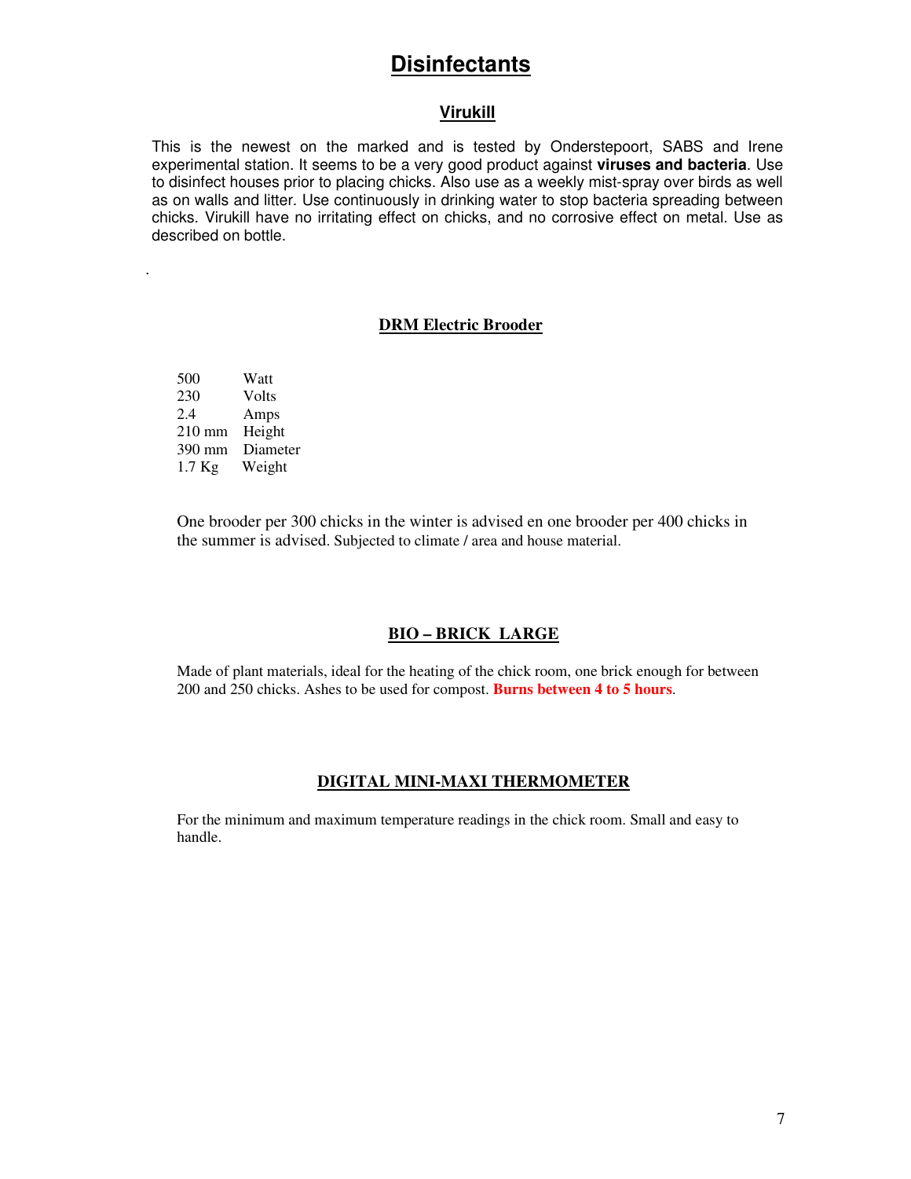# Disinfectants

## Virukill

This is the newest on the marked and is tested by Onderstepoort, SABS and Irene experimental station. It seems to be a very good product against **viruses and bacteria**. Use to disinfect houses prior to placing chicks. Also use as a weekly mist-spray over birds as well as on walls and litter. Use continuously in drinking water to stop bacteria spreading between chicks. Virukill have no irritating effect on chicks, and no corrosive effect on metal. Use as described on bottle.

.

## DRM Electric Brooder

| | |
|---|---|
| 500 | Watt |
| 230 | Volts |
| 2.4 | Amps |
| 210 mm | Height |
| 390 mm | Diameter |
| 1.7 Kg | Weight |

One brooder per 300 chicks in the winter is advised en one brooder per 400 chicks in the summer is advised. Subjected to climate / area and house material.

## BIO – BRICK LARGE

Made of plant materials, ideal for the heating of the chick room, one brick enough for between 200 and 250 chicks. Ashes to be used for compost. **Burns between 4 to 5 hours**.

## DIGITAL MINI-MAXI THERMOMETER

For the minimum and maximum temperature readings in the chick room. Small and easy to handle.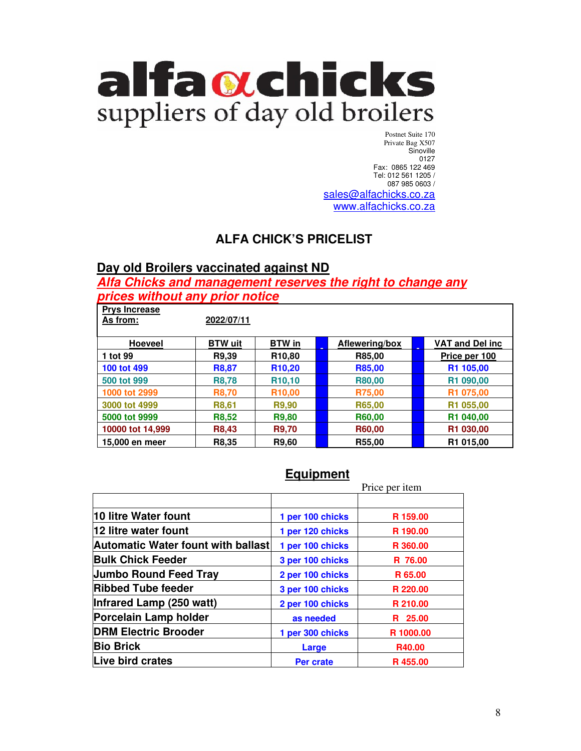# alfa chicks
suppliers of day old broilers

Postnet Suite 170
Private Bag X507
Sinoville
0127
Fax: 0865 122 469
Tel: 012 561 1205 /
087 985 0603 /
sales@alfachicks.co.za
www.alfachicks.co.za

## ALFA CHICK'S PRICELIST

### Day old Broilers vaccinated against ND

***Alfa Chicks and management reserves the right to change any prices without any prior notice***

**Prys Increase**
**As from:** 2022/07/11

| Hoeveel | BTW uit | BTW in | | Aflewering/box | | VAT and Del inc |
|---|---|---|---|---|---|---|
| 1 tot 99 | R9,39 | R10,80 | | R85,00 | | Price per 100 |
| 100 tot 499 | R8,87 | R10,20 | | R85,00 | | R1 105,00 |
| 500 tot 999 | R8,78 | R10,10 | | R80,00 | | R1 090,00 |
| 1000 tot 2999 | R8,70 | R10,00 | | R75,00 | | R1 075,00 |
| 3000 tot 4999 | R8,61 | R9,90 | | R65,00 | | R1 055,00 |
| 5000 tot 9999 | R8,52 | R9,80 | | R60,00 | | R1 040,00 |
| 10000 tot 14,999 | R8,43 | R9,70 | | R60,00 | | R1 030,00 |
| 15,000 en meer | R8,35 | R9,60 | | R55,00 | | R1 015,00 |

## Equipment

| | | Price per item |
|---|---|---|
| 10 litre Water fount | 1 per 100 chicks | R 159.00 |
| 12 litre water fount | 1 per 120 chicks | R 190.00 |
| Automatic Water fount with ballast | 1 per 100 chicks | R 360.00 |
| Bulk Chick Feeder | 3 per 100 chicks | R 76.00 |
| Jumbo Round Feed Tray | 2 per 100 chicks | R 65.00 |
| Ribbed Tube feeder | 3 per 100 chicks | R 220.00 |
| Infrared Lamp (250 watt) | 2 per 100 chicks | R 210.00 |
| Porcelain Lamp holder | as needed | R 25.00 |
| DRM Electric Brooder | 1 per 300 chicks | R 1000.00 |
| Bio Brick | Large | R40.00 |
| Live bird crates | Per crate | R 455.00 |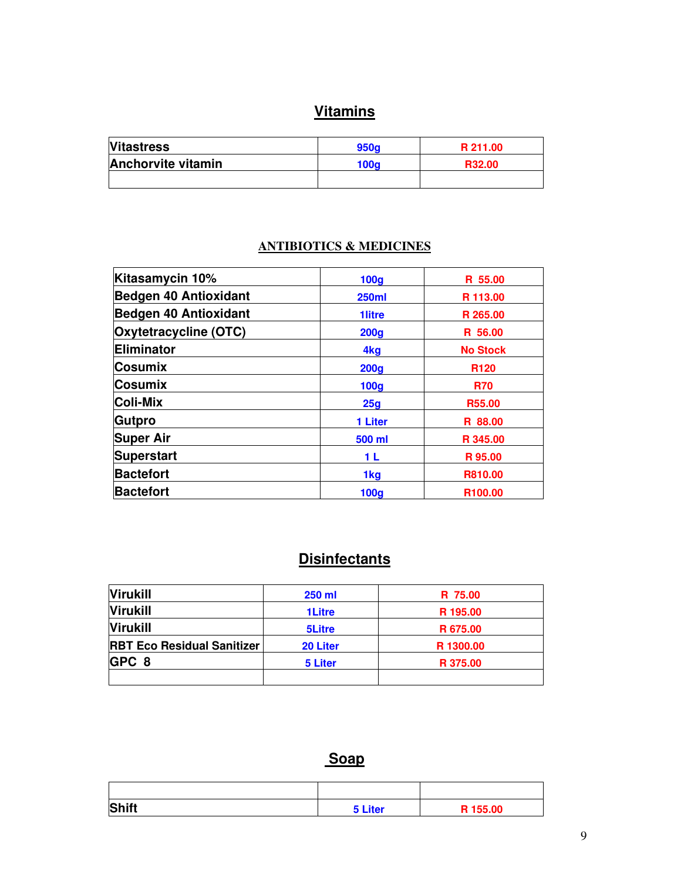## Vitamins

| | | |
|---|---|---|
| Vitastress | 950g | R 211.00 |
| Anchorvite vitamin | 100g | R32.00 |
| | | |

## ANTIBIOTICS & MEDICINES

| | | |
|---|---|---|
| Kitasamycin 10% | 100g | R 55.00 |
| Bedgen 40 Antioxidant | 250ml | R 113.00 |
| Bedgen 40 Antioxidant | 1litre | R 265.00 |
| Oxytetracycline (OTC) | 200g | R 56.00 |
| Eliminator | 4kg | No Stock |
| Cosumix | 200g | R120 |
| Cosumix | 100g | R70 |
| Coli-Mix | 25g | R55.00 |
| Gutpro | 1 Liter | R 88.00 |
| Super Air | 500 ml | R 345.00 |
| Superstart | 1 L | R 95.00 |
| Bactefort | 1kg | R810.00 |
| Bactefort | 100g | R100.00 |

## Disinfectants

| | | |
|---|---|---|
| Virukill | 250 ml | R 75.00 |
| Virukill | 1Litre | R 195.00 |
| Virukill | 5Litre | R 675.00 |
| RBT Eco Residual Sanitizer | 20 Liter | R 1300.00 |
| GPC 8 | 5 Liter | R 375.00 |
| | | |

## Soap

| | | |
|---|---|---|
| | | |
| Shift | 5 Liter | R 155.00 |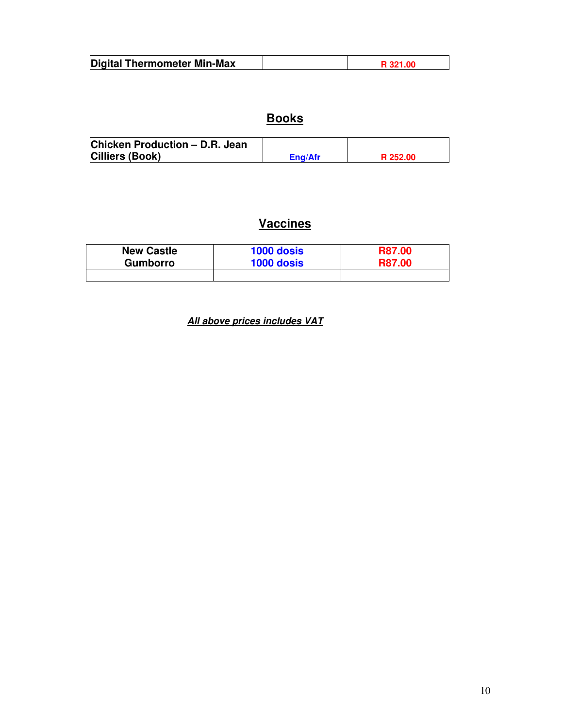| | | |
|---|---|---|
| Digital Thermometer Min-Max | | R 321.00 |

## Books

| | | |
|---|---|---|
| Chicken Production – D.R. Jean Cilliers (Book) | Eng/Afr | R 252.00 |

## Vaccines

| | | |
|---|---|---|
| New Castle | 1000 dosis | R87.00 |
| Gumborro | 1000 dosis | R87.00 |
| | | |

***All above prices includes VAT***